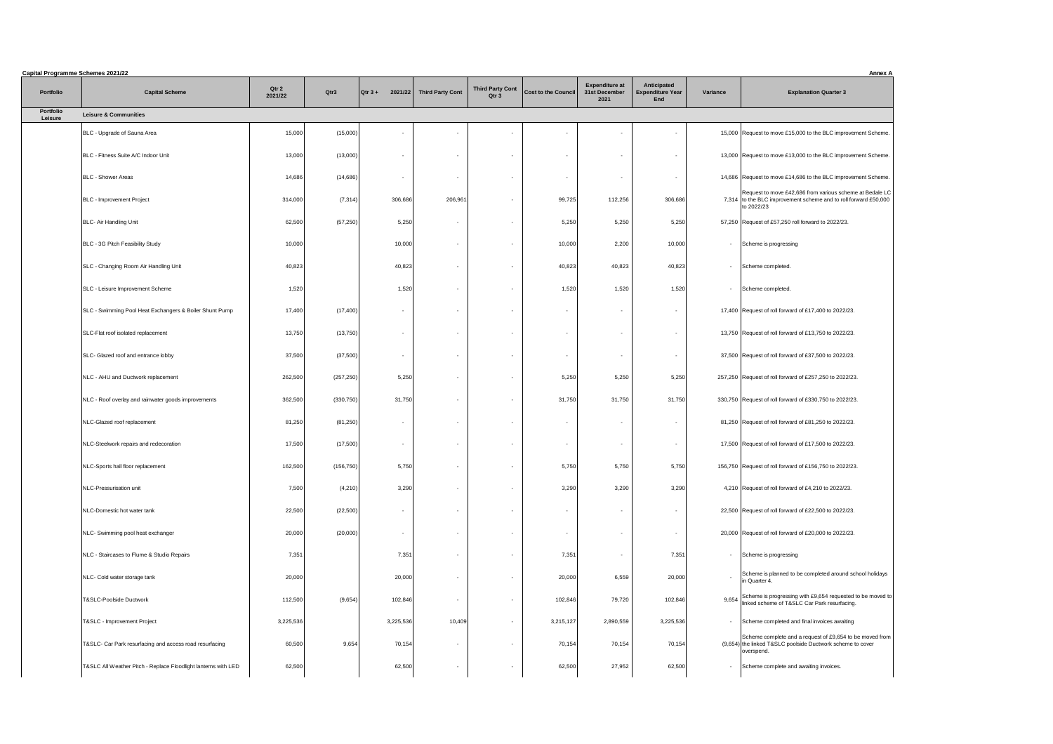**Capital Programme Schemes 2021/22**

**Annex A**

| Portfolio | Capital Scheme | Qtr 2 2021/22 | Qtr3 | Qtr 3 + 2021/22 | Third Party Cont | Third Party Cont Qtr 3 | Cost to the Council | Expenditure at 31st December 2021 | Anticipated Expenditure Year End | Variance | Explanation Quarter 3 |
|---|---|---|---|---|---|---|---|---|---|---|---|
| Portfolio Leisure | Leisure & Communities | | | | | | | | | | |
| | BLC - Upgrade of Sauna Area | 15,000 | (15,000) | - | - | - | - | - | - | 15,000 | Request to move £15,000 to the BLC improvement Scheme. |
| | BLC - Fitness Suite A/C Indoor Unit | 13,000 | (13,000) | - | - | - | - | - | - | 13,000 | Request to move £13,000 to the BLC improvement Scheme. |
| | BLC - Shower Areas | 14,686 | (14,686) | - | - | - | - | - | - | 14,686 | Request to move £14,686 to the BLC improvement Scheme. |
| | BLC - Improvement Project | 314,000 | (7,314) | 306,686 | 206,961 | - | 99,725 | 112,256 | 306,686 | 7,314 | Request to move £42,686 from various scheme at Bedale LC to the BLC improvement scheme and to roll forward £50,000 to 2022/23 |
| | BLC- Air Handling Unit | 62,500 | (57,250) | 5,250 | - | - | 5,250 | 5,250 | 5,250 | 57,250 | Request of £57,250 roll forward to 2022/23. |
| | BLC - 3G Pitch Feasibility Study | 10,000 | | 10,000 | - | - | 10,000 | 2,200 | 10,000 | - | Scheme is progressing |
| | SLC - Changing Room Air Handling Unit | 40,823 | | 40,823 | - | - | 40,823 | 40,823 | 40,823 | - | Scheme completed. |
| | SLC - Leisure Improvement Scheme | 1,520 | | 1,520 | - | - | 1,520 | 1,520 | 1,520 | - | Scheme completed. |
| | SLC - Swimming Pool Heat Exchangers & Boiler Shunt Pump | 17,400 | (17,400) | - | - | - | - | - | - | 17,400 | Request of roll forward of £17,400 to 2022/23. |
| | SLC-Flat roof isolated replacement | 13,750 | (13,750) | - | - | - | - | - | - | 13,750 | Request of roll forward of £13,750 to 2022/23. |
| | SLC- Glazed roof and entrance lobby | 37,500 | (37,500) | - | - | - | - | - | - | 37,500 | Request of roll forward of £37,500 to 2022/23. |
| | NLC - AHU and Ductwork replacement | 262,500 | (257,250) | 5,250 | - | - | 5,250 | 5,250 | 5,250 | 257,250 | Request of roll forward of £257,250 to 2022/23. |
| | NLC - Roof overlay and rainwater goods improvements | 362,500 | (330,750) | 31,750 | - | - | 31,750 | 31,750 | 31,750 | 330,750 | Request of roll forward of £330,750 to 2022/23. |
| | NLC-Glazed roof replacement | 81,250 | (81,250) | - | - | - | - | - | - | 81,250 | Request of roll forward of £81,250 to 2022/23. |
| | NLC-Steelwork repairs and redecoration | 17,500 | (17,500) | - | - | - | - | - | - | 17,500 | Request of roll forward of £17,500 to 2022/23. |
| | NLC-Sports hall floor replacement | 162,500 | (156,750) | 5,750 | - | - | 5,750 | 5,750 | 5,750 | 156,750 | Request of roll forward of £156,750 to 2022/23. |
| | NLC-Pressurisation unit | 7,500 | (4,210) | 3,290 | - | - | 3,290 | 3,290 | 3,290 | 4,210 | Request of roll forward of £4,210 to 2022/23. |
| | NLC-Domestic hot water tank | 22,500 | (22,500) | - | - | - | - | - | - | 22,500 | Request of roll forward of £22,500 to 2022/23. |
| | NLC- Swimming pool heat exchanger | 20,000 | (20,000) | - | - | - | - | - | - | 20,000 | Request of roll forward of £20,000 to 2022/23. |
| | NLC - Staircases to Flume & Studio Repairs | 7,351 | | 7,351 | - | - | 7,351 | - | 7,351 | - | Scheme is progressing |
| | NLC- Cold water storage tank | 20,000 | | 20,000 | - | - | 20,000 | 6,559 | 20,000 | - | Scheme is planned to be completed around school holidays in Quarter 4. |
| | T&SLC-Poolside Ductwork | 112,500 | (9,654) | 102,846 | - | - | 102,846 | 79,720 | 102,846 | 9,654 | Scheme is progressing with £9,654 requested to be moved to linked scheme of T&SLC Car Park resurfacing. |
| | T&SLC - Improvement Project | 3,225,536 | | 3,225,536 | 10,409 | - | 3,215,127 | 2,890,559 | 3,225,536 | - | Scheme completed and final invoices awaiting |
| | T&SLC- Car Park resurfacing and access road resurfacing | 60,500 | 9,654 | 70,154 | - | - | 70,154 | 70,154 | 70,154 | (9,654) | Scheme complete and a request of £9,654 to be moved from the linked T&SLC poolside Ductwork scheme to cover overspend. |
| | T&SLC All Weather Pitch - Replace Floodlight lanterns with LED | 62,500 | | 62,500 | - | - | 62,500 | 27,952 | 62,500 | - | Scheme complete and awaiting invoices. |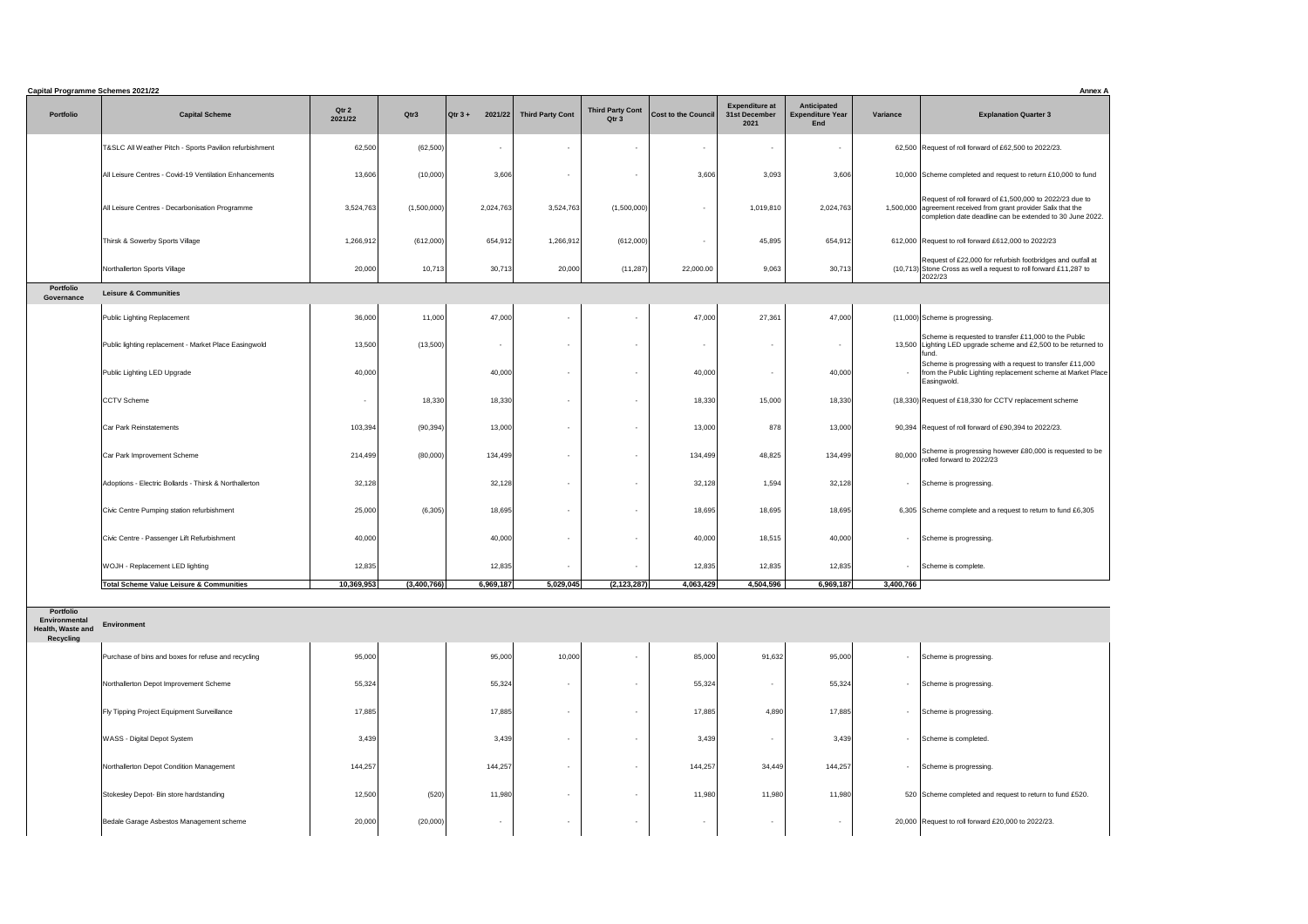**Capital Programme Schemes 2021/22** **Annex A**

| Portfolio | Capital Scheme | Qtr 2 2021/22 | Qtr3 | Qtr 3 + 2021/22 | Third Party Cont | Third Party Cont Qtr 3 | Cost to the Council | Expenditure at 31st December 2021 | Anticipated Expenditure Year End | Variance | Explanation Quarter 3 |
|---|---|---|---|---|---|---|---|---|---|---|---|
| | T&SLC All Weather Pitch - Sports Pavilion refurbishment | 62,500 | (62,500) | - | - | - | - | - | - | 62,500 | Request of roll forward of £62,500 to 2022/23. |
| | All Leisure Centres - Covid-19 Ventilation Enhancements | 13,606 | (10,000) | 3,606 | - | - | 3,606 | 3,093 | 3,606 | 10,000 | Scheme completed and request to return £10,000 to fund |
| | All Leisure Centres - Decarbonisation Programme | 3,524,763 | (1,500,000) | 2,024,763 | 3,524,763 | (1,500,000) | - | 1,019,810 | 2,024,763 | 1,500,000 | Request of roll forward of £1,500,000 to 2022/23 due to agreement received from grant provider Salix that the completion date deadline can be extended to 30 June 2022. |
| | Thirsk & Sowerby Sports Village | 1,266,912 | (612,000) | 654,912 | 1,266,912 | (612,000) | - | 45,895 | 654,912 | 612,000 | Request to roll forward £612,000 to 2022/23 |
| | Northallerton Sports Village | 20,000 | 10,713 | 30,713 | 20,000 | (11,287) | 22,000.00 | 9,063 | 30,713 | (10,713) | Request of £22,000 for refurbish footbridges and outfall at Stone Cross as well a request to roll forward £11,287 to 2022/23 |
| **Portfolio Governance** | **Leisure & Communities** | | | | | | | | | | |
| | Public Lighting Replacement | 36,000 | 11,000 | 47,000 | - | - | 47,000 | 27,361 | 47,000 | (11,000) | Scheme is progressing. |
| | Public lighting replacement - Market Place Easingwold | 13,500 | (13,500) | - | - | - | - | - | - | 13,500 | Scheme is requested to transfer £11,000 to the Public Lighting LED upgrade scheme and £2,500 to be returned to fund. |
| | Public Lighting LED Upgrade | 40,000 | | 40,000 | - | - | 40,000 | - | 40,000 | - | Scheme is progressing with a request to transfer £11,000 from the Public Lighting replacement scheme at Market Place Easingwold. |
| | CCTV Scheme | - | 18,330 | 18,330 | - | - | 18,330 | 15,000 | 18,330 | (18,330) | Request of £18,330 for CCTV replacement scheme |
| | Car Park Reinstatements | 103,394 | (90,394) | 13,000 | - | - | 13,000 | 878 | 13,000 | 90,394 | Request of roll forward of £90,394 to 2022/23. |
| | Car Park Improvement Scheme | 214,499 | (80,000) | 134,499 | - | - | 134,499 | 48,825 | 134,499 | 80,000 | Scheme is progressing however £80,000 is requested to be rolled forward to 2022/23 |
| | Adoptions - Electric Bollards - Thirsk & Northallerton | 32,128 | | 32,128 | - | - | 32,128 | 1,594 | 32,128 | - | Scheme is progressing. |
| | Civic Centre Pumping station refurbishment | 25,000 | (6,305) | 18,695 | - | - | 18,695 | 18,695 | 18,695 | 6,305 | Scheme complete and a request to return to fund £6,305 |
| | Civic Centre - Passenger Lift Refurbishment | 40,000 | | 40,000 | - | - | 40,000 | 18,515 | 40,000 | - | Scheme is progressing. |
| | WOJH - Replacement LED lighting | 12,835 | | 12,835 | - | - | 12,835 | 12,835 | 12,835 | - | Scheme is complete. |
| | **Total Scheme Value Leisure & Communities** | **10,369,953** | **(3,400,766)** | **6,969,187** | **5,029,045** | **(2,123,287)** | **4,063,429** | **4,504,596** | **6,969,187** | **3,400,766** | |
| **Portfolio Environmental Health, Waste and Recycling** | **Environment** | | | | | | | | | | |
| | Purchase of bins and boxes for refuse and recycling | 95,000 | | 95,000 | 10,000 | - | 85,000 | 91,632 | 95,000 | - | Scheme is progressing. |
| | Northallerton Depot Improvement Scheme | 55,324 | | 55,324 | - | - | 55,324 | - | 55,324 | - | Scheme is progressing. |
| | Fly Tipping Project Equipment Surveillance | 17,885 | | 17,885 | - | - | 17,885 | 4,890 | 17,885 | - | Scheme is progressing. |
| | WASS - Digital Depot System | 3,439 | | 3,439 | - | - | 3,439 | - | 3,439 | - | Scheme is completed. |
| | Northallerton Depot Condition Management | 144,257 | | 144,257 | - | - | 144,257 | 34,449 | 144,257 | - | Scheme is progressing. |
| | Stokesley Depot- Bin store hardstanding | 12,500 | (520) | 11,980 | - | - | 11,980 | 11,980 | 11,980 | 520 | Scheme completed and request to return to fund £520. |
| | Bedale Garage Asbestos Management scheme | 20,000 | (20,000) | - | - | - | - | - | - | 20,000 | Request to roll forward £20,000 to 2022/23. |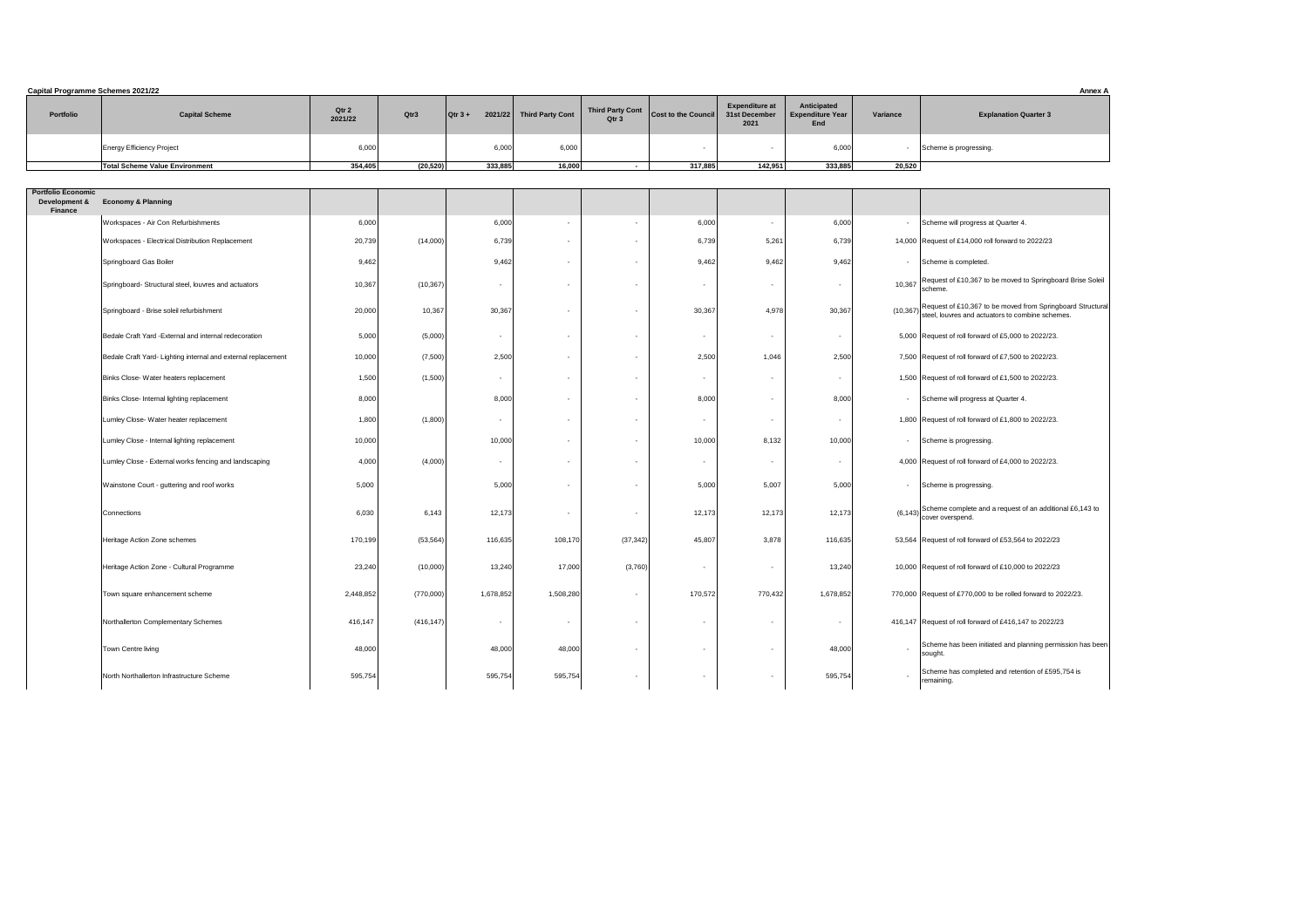**Capital Programme Schemes 2021/22**

**Annex A**

| Portfolio | Capital Scheme | Qtr 2 2021/22 | Qtr3 | Qtr 3 + 2021/22 | Third Party Cont | Third Party Cont Qtr 3 | Cost to the Council | Expenditure at 31st December 2021 | Anticipated Expenditure Year End | Variance | Explanation Quarter 3 |
|---|---|---|---|---|---|---|---|---|---|---|---|
| | Energy Efficiency Project | 6,000 | | 6,000 | 6,000 | | - | - | 6,000 | - | Scheme is progressing. |
| | **Total Scheme Value Environment** | **354,405** | **(20,520)** | **333,885** | **16,000** | **-** | **317,885** | **142,951** | **333,885** | **20,520** | |
| **Portfolio Economic Development & Finance** | **Economy & Planning** | | | | | | | | | | |
| | Workspaces - Air Con Refurbishments | 6,000 | | 6,000 | - | - | 6,000 | - | 6,000 | - | Scheme will progress at Quarter 4. |
| | Workspaces - Electrical Distribution Replacement | 20,739 | (14,000) | 6,739 | - | - | 6,739 | 5,261 | 6,739 | 14,000 | Request of £14,000 roll forward to 2022/23 |
| | Springboard Gas Boiler | 9,462 | | 9,462 | - | - | 9,462 | 9,462 | 9,462 | - | Scheme is completed. |
| | Springboard- Structural steel, louvres and actuators | 10,367 | (10,367) | - | - | - | - | - | - | 10,367 | Request of £10,367 to be moved to Springboard Brise Soleil scheme. |
| | Springboard - Brise soleil refurbishment | 20,000 | 10,367 | 30,367 | - | - | 30,367 | 4,978 | 30,367 | (10,367) | Request of £10,367 to be moved from Springboard Structural steel, louvres and actuators to combine schemes. |
| | Bedale Craft Yard -External and internal redecoration | 5,000 | (5,000) | - | - | - | - | - | - | 5,000 | Request of roll forward of £5,000 to 2022/23. |
| | Bedale Craft Yard- Lighting internal and external replacement | 10,000 | (7,500) | 2,500 | - | - | 2,500 | 1,046 | 2,500 | 7,500 | Request of roll forward of £7,500 to 2022/23. |
| | Binks Close- Water heaters replacement | 1,500 | (1,500) | - | - | - | - | - | - | 1,500 | Request of roll forward of £1,500 to 2022/23. |
| | Binks Close- Internal lighting replacement | 8,000 | | 8,000 | - | - | 8,000 | - | 8,000 | - | Scheme will progress at Quarter 4. |
| | Lumley Close- Water heater replacement | 1,800 | (1,800) | - | - | - | - | - | - | 1,800 | Request of roll forward of £1,800 to 2022/23. |
| | Lumley Close - Internal lighting replacement | 10,000 | | 10,000 | - | - | 10,000 | 8,132 | 10,000 | - | Scheme is progressing. |
| | Lumley Close - External works fencing and landscaping | 4,000 | (4,000) | - | - | - | - | - | - | 4,000 | Request of roll forward of £4,000 to 2022/23. |
| | Wainstone Court - guttering and roof works | 5,000 | | 5,000 | - | - | 5,000 | 5,007 | 5,000 | - | Scheme is progressing. |
| | Connections | 6,030 | 6,143 | 12,173 | - | - | 12,173 | 12,173 | 12,173 | (6,143) | Scheme complete and a request of an additional £6,143 to cover overspend. |
| | Heritage Action Zone schemes | 170,199 | (53,564) | 116,635 | 108,170 | (37,342) | 45,807 | 3,878 | 116,635 | 53,564 | Request of roll forward of £53,564 to 2022/23 |
| | Heritage Action Zone - Cultural Programme | 23,240 | (10,000) | 13,240 | 17,000 | (3,760) | - | - | 13,240 | 10,000 | Request of roll forward of £10,000 to 2022/23 |
| | Town square enhancement scheme | 2,448,852 | (770,000) | 1,678,852 | 1,508,280 | - | 170,572 | 770,432 | 1,678,852 | 770,000 | Request of £770,000 to be rolled forward to 2022/23. |
| | Northallerton Complementary Schemes | 416,147 | (416,147) | - | - | - | - | - | - | 416,147 | Request of roll forward of £416,147 to 2022/23 |
| | Town Centre living | 48,000 | | 48,000 | 48,000 | - | - | - | 48,000 | - | Scheme has been initiated and planning permission has been sought. |
| | North Northallerton Infrastructure Scheme | 595,754 | | 595,754 | 595,754 | - | - | - | 595,754 | - | Scheme has completed and retention of £595,754 is remaining. |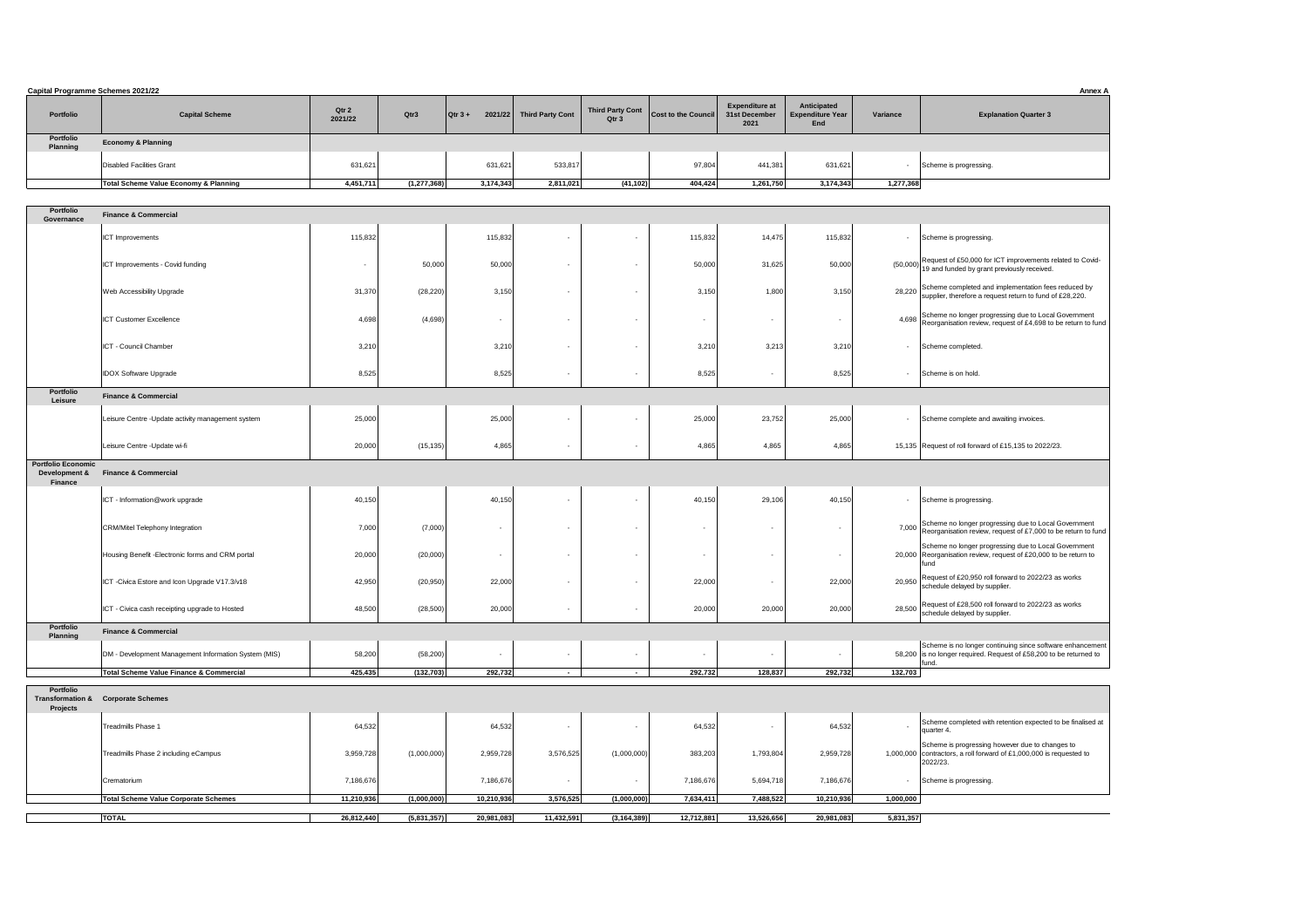**Capital Programme Schemes 2021/22** | **Annex A**

| Portfolio | Capital Scheme | Qtr 2 2021/22 | Qtr3 | Qtr 3 + 2021/22 | Third Party Cont | Third Party Cont Qtr 3 | Cost to the Council | Expenditure at 31st December 2021 | Anticipated Expenditure Year End | Variance | Explanation Quarter 3 |
|---|---|---|---|---|---|---|---|---|---|---|---|
| Portfolio Planning | Economy & Planning | | | | | | | | | | |
| | Disabled Facilities Grant | 631,621 | | 631,621 | 533,817 | | 97,804 | 441,381 | 631,621 | - | Scheme is progressing. |
| | Total Scheme Value Economy & Planning | 4,451,711 | (1,277,368) | 3,174,343 | 2,811,021 | (41,102) | 404,424 | 1,261,750 | 3,174,343 | 1,277,368 | |
| Portfolio Governance | Finance & Commercial | | | | | | | | | | |
| | ICT Improvements | 115,832 | | 115,832 | - | - | 115,832 | 14,475 | 115,832 | - | Scheme is progressing. |
| | ICT Improvements - Covid funding | - | 50,000 | 50,000 | - | - | 50,000 | 31,625 | 50,000 | (50,000) | Request of £50,000 for ICT improvements related to Covid-19 and funded by grant previously received. |
| | Web Accessibility Upgrade | 31,370 | (28,220) | 3,150 | - | - | 3,150 | 1,800 | 3,150 | 28,220 | Scheme completed and implementation fees reduced by supplier, therefore a request return to fund of £28,220. |
| | ICT Customer Excellence | 4,698 | (4,698) | - | - | - | - | - | - | 4,698 | Scheme no longer progressing due to Local Government Reorganisation review, request of £4,698 to be return to fund |
| | ICT - Council Chamber | 3,210 | | 3,210 | - | - | 3,210 | 3,213 | 3,210 | - | Scheme completed. |
| | IDOX Software Upgrade | 8,525 | | 8,525 | - | - | 8,525 | - | 8,525 | - | Scheme is on hold. |
| Portfolio Leisure | Finance & Commercial | | | | | | | | | | |
| | Leisure Centre -Update activity management system | 25,000 | | 25,000 | - | - | 25,000 | 23,752 | 25,000 | - | Scheme complete and awaiting invoices. |
| | Leisure Centre -Update wi-fi | 20,000 | (15,135) | 4,865 | - | - | 4,865 | 4,865 | 4,865 | 15,135 | Request of roll forward of £15,135 to 2022/23. |
| Portfolio Economic Development & Finance | Finance & Commercial | | | | | | | | | | |
| | ICT - Information@work upgrade | 40,150 | | 40,150 | - | - | 40,150 | 29,106 | 40,150 | - | Scheme is progressing. |
| | CRM/Mitel Telephony Integration | 7,000 | (7,000) | - | - | - | - | - | - | 7,000 | Scheme no longer progressing due to Local Government Reorganisation review, request of £7,000 to be return to fund |
| | Housing Benefit -Electronic forms and CRM portal | 20,000 | (20,000) | - | - | - | - | - | - | 20,000 | Scheme no longer progressing due to Local Government Reorganisation review, request of £20,000 to be return to fund |
| | ICT -Civica Estore and Icon Upgrade V17.3/v18 | 42,950 | (20,950) | 22,000 | - | - | 22,000 | - | 22,000 | 20,950 | Request of £20,950 roll forward to 2022/23 as works schedule delayed by supplier. |
| | ICT - Civica cash receipting upgrade to Hosted | 48,500 | (28,500) | 20,000 | - | - | 20,000 | 20,000 | 20,000 | 28,500 | Request of £28,500 roll forward to 2022/23 as works schedule delayed by supplier. |
| Portfolio Planning | Finance & Commercial | | | | | | | | | | |
| | DM - Development Management Information System (MIS) | 58,200 | (58,200) | - | - | - | - | - | - | 58,200 | Scheme is no longer continuing since software enhancement is no longer required. Request of £58,200 to be returned to fund. |
| | Total Scheme Value Finance & Commercial | 425,435 | (132,703) | 292,732 | - | - | 292,732 | 128,837 | 292,732 | 132,703 | |
| Portfolio Transformation & Projects | Corporate Schemes | | | | | | | | | | |
| | Treadmills Phase 1 | 64,532 | | 64,532 | - | - | 64,532 | - | 64,532 | - | Scheme completed with retention expected to be finalised at quarter 4. |
| | Treadmills Phase 2 including eCampus | 3,959,728 | (1,000,000) | 2,959,728 | 3,576,525 | (1,000,000) | 383,203 | 1,793,804 | 2,959,728 | 1,000,000 | Scheme is progressing however due to changes to contractors, a roll forward of £1,000,000 is requested to 2022/23. |
| | Crematorium | 7,186,676 | | 7,186,676 | - | - | 7,186,676 | 5,694,718 | 7,186,676 | - | Scheme is progressing. |
| | Total Scheme Value Corporate Schemes | 11,210,936 | (1,000,000) | 10,210,936 | 3,576,525 | (1,000,000) | 7,634,411 | 7,488,522 | 10,210,936 | 1,000,000 | |
| | TOTAL | 26,812,440 | (5,831,357) | 20,981,083 | 11,432,591 | (3,164,389) | 12,712,881 | 13,526,656 | 20,981,083 | 5,831,357 | |